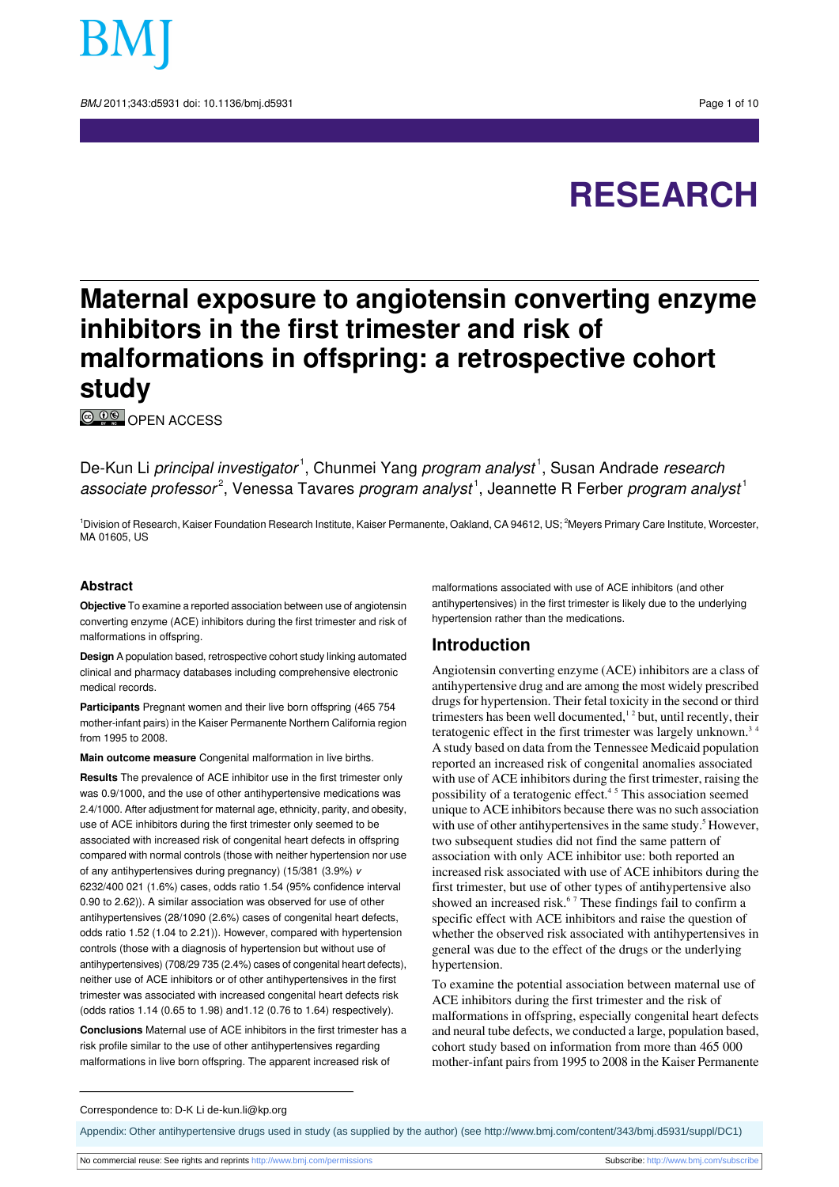# Maternal exposure to angiotensin converting enzyme inhibitors in the first trimester and risk of malformations in offspring: a retrospective cohort study

OPEN ACCESS

De-Kun Li *principal investigator*[1], Chunmei Yang *program analyst*[1], Susan Andrade *research associate professor*[2], Venessa Tavares *program analyst*[1], Jeannette R Ferber *program analyst*[1]

[1]Division of Research, Kaiser Foundation Research Institute, Kaiser Permanente, Oakland, CA 94612, US; [2]Meyers Primary Care Institute, Worcester, MA 01605, US

## Abstract

**Objective** To examine a reported association between use of angiotensin converting enzyme (ACE) inhibitors during the first trimester and risk of malformations in offspring.

**Design** A population based, retrospective cohort study linking automated clinical and pharmacy databases including comprehensive electronic medical records.

**Participants** Pregnant women and their live born offspring (465 754 mother-infant pairs) in the Kaiser Permanente Northern California region from 1995 to 2008.

**Main outcome measure** Congenital malformation in live births.

**Results** The prevalence of ACE inhibitor use in the first trimester only was 0.9/1000, and the use of other antihypertensive medications was 2.4/1000. After adjustment for maternal age, ethnicity, parity, and obesity, use of ACE inhibitors during the first trimester only seemed to be associated with increased risk of congenital heart defects in offspring compared with normal controls (those with neither hypertension nor use of any antihypertensives during pregnancy) (15/381 (3.9%) *v* 6232/400 021 (1.6%) cases, odds ratio 1.54 (95% confidence interval 0.90 to 2.62)). A similar association was observed for use of other antihypertensives (28/1090 (2.6%) cases of congenital heart defects, odds ratio 1.52 (1.04 to 2.21)). However, compared with hypertension controls (those with a diagnosis of hypertension but without use of antihypertensives) (708/29 735 (2.4%) cases of congenital heart defects), neither use of ACE inhibitors or of other antihypertensives in the first trimester was associated with increased congenital heart defects risk (odds ratios 1.14 (0.65 to 1.98) and1.12 (0.76 to 1.64) respectively).

**Conclusions** Maternal use of ACE inhibitors in the first trimester has a risk profile similar to the use of other antihypertensives regarding malformations in live born offspring. The apparent increased risk of malformations associated with use of ACE inhibitors (and other antihypertensives) in the first trimester is likely due to the underlying hypertension rather than the medications.

## Introduction

Angiotensin converting enzyme (ACE) inhibitors are a class of antihypertensive drug and are among the most widely prescribed drugs for hypertension. Their fetal toxicity in the second or third trimesters has been well documented,[1,2] but, until recently, their teratogenic effect in the first trimester was largely unknown.[3,4] A study based on data from the Tennessee Medicaid population reported an increased risk of congenital anomalies associated with use of ACE inhibitors during the first trimester, raising the possibility of a teratogenic effect.[4,5] This association seemed unique to ACE inhibitors because there was no such association with use of other antihypertensives in the same study.[5] However, two subsequent studies did not find the same pattern of association with only ACE inhibitor use: both reported an increased risk associated with use of ACE inhibitors during the first trimester, but use of other types of antihypertensive also showed an increased risk.[6,7] These findings fail to confirm a specific effect with ACE inhibitors and raise the question of whether the observed risk associated with antihypertensives in general was due to the effect of the drugs or the underlying hypertension.

To examine the potential association between maternal use of ACE inhibitors during the first trimester and the risk of malformations in offspring, especially congenital heart defects and neural tube defects, we conducted a large, population based, cohort study based on information from more than 465 000 mother-infant pairs from 1995 to 2008 in the Kaiser Permanente

Correspondence to: D-K Li de-kun.li@kp.org

Appendix: Other antihypertensive drugs used in study (as supplied by the author) (see http://www.bmj.com/content/343/bmj.d5931/suppl/DC1)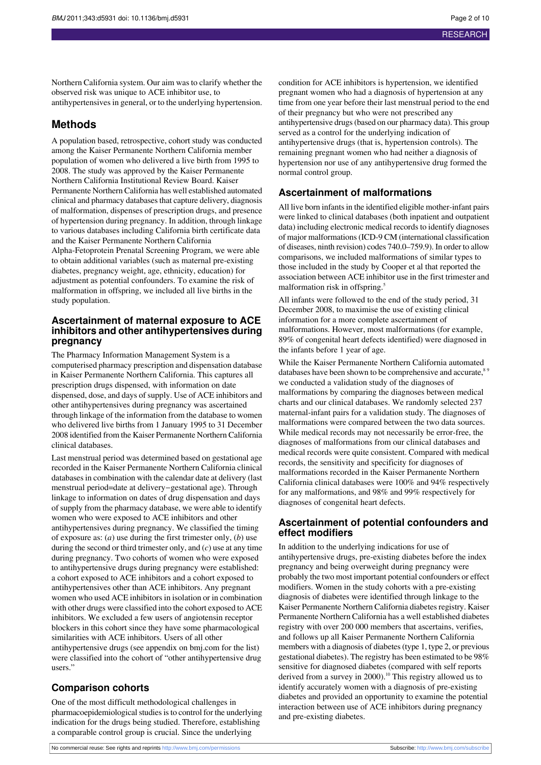Northern California system. Our aim was to clarify whether the observed risk was unique to ACE inhibitor use, to antihypertensives in general, or to the underlying hypertension.

## Methods

A population based, retrospective, cohort study was conducted among the Kaiser Permanente Northern California member population of women who delivered a live birth from 1995 to 2008. The study was approved by the Kaiser Permanente Northern California Institutional Review Board. Kaiser Permanente Northern California has well established automated clinical and pharmacy databases that capture delivery, diagnosis of malformation, dispenses of prescription drugs, and presence of hypertension during pregnancy. In addition, through linkage to various databases including California birth certificate data and the Kaiser Permanente Northern California Alpha-Fetoprotein Prenatal Screening Program, we were able to obtain additional variables (such as maternal pre-existing diabetes, pregnancy weight, age, ethnicity, education) for adjustment as potential confounders. To examine the risk of malformation in offspring, we included all live births in the study population.

### Ascertainment of maternal exposure to ACE inhibitors and other antihypertensives during pregnancy

The Pharmacy Information Management System is a computerised pharmacy prescription and dispensation database in Kaiser Permanente Northern California. This captures all prescription drugs dispensed, with information on date dispensed, dose, and days of supply. Use of ACE inhibitors and other antihypertensives during pregnancy was ascertained through linkage of the information from the database to women who delivered live births from 1 January 1995 to 31 December 2008 identified from the Kaiser Permanente Northern California clinical databases.

Last menstrual period was determined based on gestational age recorded in the Kaiser Permanente Northern California clinical databases in combination with the calendar date at delivery (last menstrual period=date at delivery−gestational age). Through linkage to information on dates of drug dispensation and days of supply from the pharmacy database, we were able to identify women who were exposed to ACE inhibitors and other antihypertensives during pregnancy. We classified the timing of exposure as: (*a*) use during the first trimester only, (*b*) use during the second or third trimester only, and (*c*) use at any time during pregnancy. Two cohorts of women who were exposed to antihypertensive drugs during pregnancy were established: a cohort exposed to ACE inhibitors and a cohort exposed to antihypertensives other than ACE inhibitors. Any pregnant women who used ACE inhibitors in isolation or in combination with other drugs were classified into the cohort exposed to ACE inhibitors. We excluded a few users of angiotensin receptor blockers in this cohort since they have some pharmacological similarities with ACE inhibitors. Users of all other antihypertensive drugs (see appendix on bmj.com for the list) were classified into the cohort of "other antihypertensive drug users."

### Comparison cohorts

One of the most difficult methodological challenges in pharmacoepidemiological studies is to control for the underlying indication for the drugs being studied. Therefore, establishing a comparable control group is crucial. Since the underlying condition for ACE inhibitors is hypertension, we identified pregnant women who had a diagnosis of hypertension at any time from one year before their last menstrual period to the end of their pregnancy but who were not prescribed any antihypertensive drugs (based on our pharmacy data). This group served as a control for the underlying indication of antihypertensive drugs (that is, hypertension controls). The remaining pregnant women who had neither a diagnosis of hypertension nor use of any antihypertensive drug formed the normal control group.

### Ascertainment of malformations

All live born infants in the identified eligible mother-infant pairs were linked to clinical databases (both inpatient and outpatient data) including electronic medical records to identify diagnoses of major malformations (ICD-9 CM (international classification of diseases, ninth revision) codes 740.0–759.9). In order to allow comparisons, we included malformations of similar types to those included in the study by Cooper et al that reported the association between ACE inhibitor use in the first trimester and malformation risk in offspring.[5]

All infants were followed to the end of the study period, 31 December 2008, to maximise the use of existing clinical information for a more complete ascertainment of malformations. However, most malformations (for example, 89% of congenital heart defects identified) were diagnosed in the infants before 1 year of age.

While the Kaiser Permanente Northern California automated databases have been shown to be comprehensive and accurate,[8,9] we conducted a validation study of the diagnoses of malformations by comparing the diagnoses between medical charts and our clinical databases. We randomly selected 237 maternal-infant pairs for a validation study. The diagnoses of malformations were compared between the two data sources. While medical records may not necessarily be error-free, the diagnoses of malformations from our clinical databases and medical records were quite consistent. Compared with medical records, the sensitivity and specificity for diagnoses of malformations recorded in the Kaiser Permanente Northern California clinical databases were 100% and 94% respectively for any malformations, and 98% and 99% respectively for diagnoses of congenital heart defects.

### Ascertainment of potential confounders and effect modifiers

In addition to the underlying indications for use of antihypertensive drugs, pre-existing diabetes before the index pregnancy and being overweight during pregnancy were probably the two most important potential confounders or effect modifiers. Women in the study cohorts with a pre-existing diagnosis of diabetes were identified through linkage to the Kaiser Permanente Northern California diabetes registry. Kaiser Permanente Northern California has a well established diabetes registry with over 200 000 members that ascertains, verifies, and follows up all Kaiser Permanente Northern California members with a diagnosis of diabetes (type 1, type 2, or previous gestational diabetes). The registry has been estimated to be 98% sensitive for diagnosed diabetes (compared with self reports derived from a survey in 2000).[10] This registry allowed us to identify accurately women with a diagnosis of pre-existing diabetes and provided an opportunity to examine the potential interaction between use of ACE inhibitors during pregnancy and pre-existing diabetes.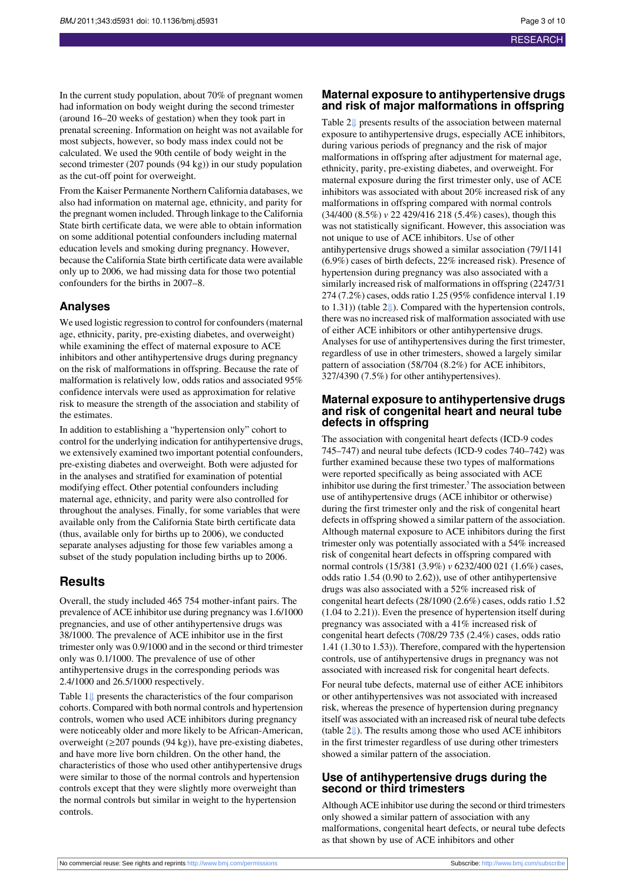In the current study population, about 70% of pregnant women had information on body weight during the second trimester (around 16–20 weeks of gestation) when they took part in prenatal screening. Information on height was not available for most subjects, however, so body mass index could not be calculated. We used the 90th centile of body weight in the second trimester (207 pounds (94 kg)) in our study population as the cut-off point for overweight.

From the Kaiser Permanente Northern California databases, we also had information on maternal age, ethnicity, and parity for the pregnant women included. Through linkage to the California State birth certificate data, we were able to obtain information on some additional potential confounders including maternal education levels and smoking during pregnancy. However, because the California State birth certificate data were available only up to 2006, we had missing data for those two potential confounders for the births in 2007–8.

## Analyses

We used logistic regression to control for confounders (maternal age, ethnicity, parity, pre-existing diabetes, and overweight) while examining the effect of maternal exposure to ACE inhibitors and other antihypertensive drugs during pregnancy on the risk of malformations in offspring. Because the rate of malformation is relatively low, odds ratios and associated 95% confidence intervals were used as approximation for relative risk to measure the strength of the association and stability of the estimates.

In addition to establishing a "hypertension only" cohort to control for the underlying indication for antihypertensive drugs, we extensively examined two important potential confounders, pre-existing diabetes and overweight. Both were adjusted for in the analyses and stratified for examination of potential modifying effect. Other potential confounders including maternal age, ethnicity, and parity were also controlled for throughout the analyses. Finally, for some variables that were available only from the California State birth certificate data (thus, available only for births up to 2006), we conducted separate analyses adjusting for those few variables among a subset of the study population including births up to 2006.

# Results

Overall, the study included 465 754 mother-infant pairs. The prevalence of ACE inhibitor use during pregnancy was 1.6/1000 pregnancies, and use of other antihypertensive drugs was 38/1000. The prevalence of ACE inhibitor use in the first trimester only was 0.9/1000 and in the second or third trimester only was 0.1/1000. The prevalence of use of other antihypertensive drugs in the corresponding periods was 2.4/1000 and 26.5/1000 respectively.

Table 1⇓ presents the characteristics of the four comparison cohorts. Compared with both normal controls and hypertension controls, women who used ACE inhibitors during pregnancy were noticeably older and more likely to be African-American, overweight (≥207 pounds (94 kg)), have pre-existing diabetes, and have more live born children. On the other hand, the characteristics of those who used other antihypertensive drugs were similar to those of the normal controls and hypertension controls except that they were slightly more overweight than the normal controls but similar in weight to the hypertension controls.

## Maternal exposure to antihypertensive drugs and risk of major malformations in offspring

Table 2⇓ presents results of the association between maternal exposure to antihypertensive drugs, especially ACE inhibitors, during various periods of pregnancy and the risk of major malformations in offspring after adjustment for maternal age, ethnicity, parity, pre-existing diabetes, and overweight. For maternal exposure during the first trimester only, use of ACE inhibitors was associated with about 20% increased risk of any malformations in offspring compared with normal controls (34/400 (8.5%) *v* 22 429/416 218 (5.4%) cases), though this was not statistically significant. However, this association was not unique to use of ACE inhibitors. Use of other antihypertensive drugs showed a similar association (79/1141 (6.9%) cases of birth defects, 22% increased risk). Presence of hypertension during pregnancy was also associated with a similarly increased risk of malformations in offspring (2247/31 274 (7.2%) cases, odds ratio 1.25 (95% confidence interval 1.19 to 1.31)) (table 2⇓). Compared with the hypertension controls, there was no increased risk of malformation associated with use of either ACE inhibitors or other antihypertensive drugs. Analyses for use of antihypertensives during the first trimester, regardless of use in other trimesters, showed a largely similar pattern of association (58/704 (8.2%) for ACE inhibitors, 327/4390 (7.5%) for other antihypertensives).

## Maternal exposure to antihypertensive drugs and risk of congenital heart and neural tube defects in offspring

The association with congenital heart defects (ICD-9 codes 745–747) and neural tube defects (ICD-9 codes 740–742) was further examined because these two types of malformations were reported specifically as being associated with ACE inhibitor use during the first trimester.[5] The association between use of antihypertensive drugs (ACE inhibitor or otherwise) during the first trimester only and the risk of congenital heart defects in offspring showed a similar pattern of the association. Although maternal exposure to ACE inhibitors during the first trimester only was potentially associated with a 54% increased risk of congenital heart defects in offspring compared with normal controls (15/381 (3.9%) *v* 6232/400 021 (1.6%) cases, odds ratio 1.54 (0.90 to 2.62)), use of other antihypertensive drugs was also associated with a 52% increased risk of congenital heart defects (28/1090 (2.6%) cases, odds ratio 1.52 (1.04 to 2.21)). Even the presence of hypertension itself during pregnancy was associated with a 41% increased risk of congenital heart defects (708/29 735 (2.4%) cases, odds ratio 1.41 (1.30 to 1.53)). Therefore, compared with the hypertension controls, use of antihypertensive drugs in pregnancy was not associated with increased risk for congenital heart defects.

For neural tube defects, maternal use of either ACE inhibitors or other antihypertensives was not associated with increased risk, whereas the presence of hypertension during pregnancy itself was associated with an increased risk of neural tube defects (table 2⇓). The results among those who used ACE inhibitors in the first trimester regardless of use during other trimesters showed a similar pattern of the association.

## Use of antihypertensive drugs during the second or third trimesters

Although ACE inhibitor use during the second or third trimesters only showed a similar pattern of association with any malformations, congenital heart defects, or neural tube defects as that shown by use of ACE inhibitors and other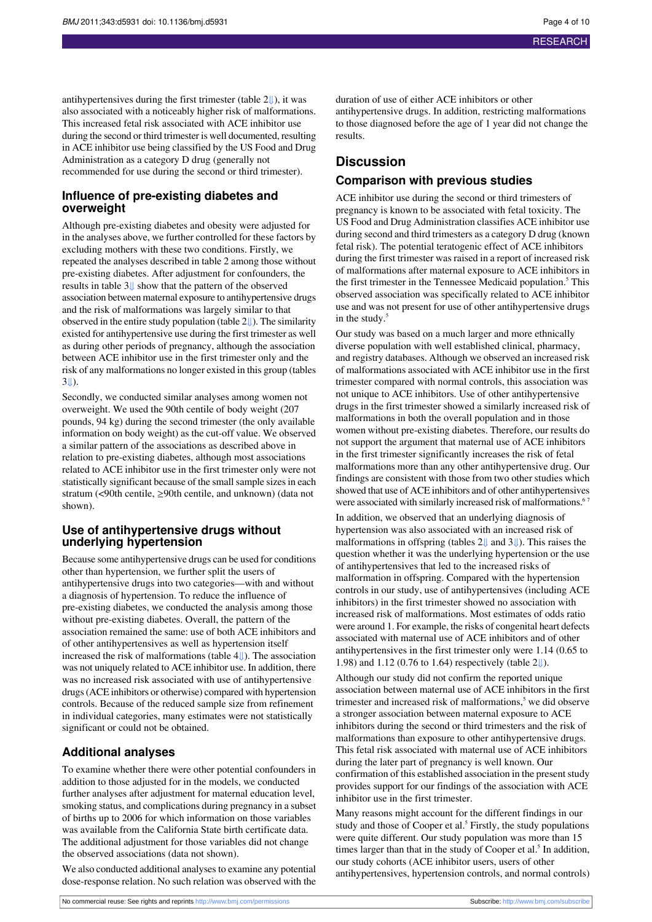antihypertensives during the first trimester (table 2⇓), it was also associated with a noticeably higher risk of malformations. This increased fetal risk associated with ACE inhibitor use during the second or third trimester is well documented, resulting in ACE inhibitor use being classified by the US Food and Drug Administration as a category D drug (generally not recommended for use during the second or third trimester).

### Influence of pre-existing diabetes and overweight

Although pre-existing diabetes and obesity were adjusted for in the analyses above, we further controlled for these factors by excluding mothers with these two conditions. Firstly, we repeated the analyses described in table 2 among those without pre-existing diabetes. After adjustment for confounders, the results in table 3⇓ show that the pattern of the observed association between maternal exposure to antihypertensive drugs and the risk of malformations was largely similar to that observed in the entire study population (table 2⇓). The similarity existed for antihypertensive use during the first trimester as well as during other periods of pregnancy, although the association between ACE inhibitor use in the first trimester only and the risk of any malformations no longer existed in this group (tables 3⇓).

Secondly, we conducted similar analyses among women not overweight. We used the 90th centile of body weight (207 pounds, 94 kg) during the second trimester (the only available information on body weight) as the cut-off value. We observed a similar pattern of the associations as described above in relation to pre-existing diabetes, although most associations related to ACE inhibitor use in the first trimester only were not statistically significant because of the small sample sizes in each stratum (<90th centile, ≥90th centile, and unknown) (data not shown).

### Use of antihypertensive drugs without underlying hypertension

Because some antihypertensive drugs can be used for conditions other than hypertension, we further split the users of antihypertensive drugs into two categories—with and without a diagnosis of hypertension. To reduce the influence of pre-existing diabetes, we conducted the analysis among those without pre-existing diabetes. Overall, the pattern of the association remained the same: use of both ACE inhibitors and of other antihypertensives as well as hypertension itself increased the risk of malformations (table 4⇓). The association was not uniquely related to ACE inhibitor use. In addition, there was no increased risk associated with use of antihypertensive drugs (ACE inhibitors or otherwise) compared with hypertension controls. Because of the reduced sample size from refinement in individual categories, many estimates were not statistically significant or could not be obtained.

### Additional analyses

To examine whether there were other potential confounders in addition to those adjusted for in the models, we conducted further analyses after adjustment for maternal education level, smoking status, and complications during pregnancy in a subset of births up to 2006 for which information on those variables was available from the California State birth certificate data. The additional adjustment for those variables did not change the observed associations (data not shown).

We also conducted additional analyses to examine any potential dose-response relation. No such relation was observed with the duration of use of either ACE inhibitors or other antihypertensive drugs. In addition, restricting malformations to those diagnosed before the age of 1 year did not change the results.

## Discussion

### Comparison with previous studies

ACE inhibitor use during the second or third trimesters of pregnancy is known to be associated with fetal toxicity. The US Food and Drug Administration classifies ACE inhibitor use during second and third trimesters as a category D drug (known fetal risk). The potential teratogenic effect of ACE inhibitors during the first trimester was raised in a report of increased risk of malformations after maternal exposure to ACE inhibitors in the first trimester in the Tennessee Medicaid population.[5] This observed association was specifically related to ACE inhibitor use and was not present for use of other antihypertensive drugs in the study.[5]

Our study was based on a much larger and more ethnically diverse population with well established clinical, pharmacy, and registry databases. Although we observed an increased risk of malformations associated with ACE inhibitor use in the first trimester compared with normal controls, this association was not unique to ACE inhibitors. Use of other antihypertensive drugs in the first trimester showed a similarly increased risk of malformations in both the overall population and in those women without pre-existing diabetes. Therefore, our results do not support the argument that maternal use of ACE inhibitors in the first trimester significantly increases the risk of fetal malformations more than any other antihypertensive drug. Our findings are consistent with those from two other studies which showed that use of ACE inhibitors and of other antihypertensives were associated with similarly increased risk of malformations.[6,7]

In addition, we observed that an underlying diagnosis of hypertension was also associated with an increased risk of malformations in offspring (tables 2⇓ and 3⇓). This raises the question whether it was the underlying hypertension or the use of antihypertensives that led to the increased risks of malformation in offspring. Compared with the hypertension controls in our study, use of antihypertensives (including ACE inhibitors) in the first trimester showed no association with increased risk of malformations. Most estimates of odds ratio were around 1. For example, the risks of congenital heart defects associated with maternal use of ACE inhibitors and of other antihypertensives in the first trimester only were 1.14 (0.65 to 1.98) and 1.12 (0.76 to 1.64) respectively (table 2⇓).

Although our study did not confirm the reported unique association between maternal use of ACE inhibitors in the first trimester and increased risk of malformations,[5] we did observe a stronger association between maternal exposure to ACE inhibitors during the second or third trimesters and the risk of malformations than exposure to other antihypertensive drugs. This fetal risk associated with maternal use of ACE inhibitors during the later part of pregnancy is well known. Our confirmation of this established association in the present study provides support for our findings of the association with ACE inhibitor use in the first trimester.

Many reasons might account for the different findings in our study and those of Cooper et al.[5] Firstly, the study populations were quite different. Our study population was more than 15 times larger than that in the study of Cooper et al.[5] In addition, our study cohorts (ACE inhibitor users, users of other antihypertensives, hypertension controls, and normal controls)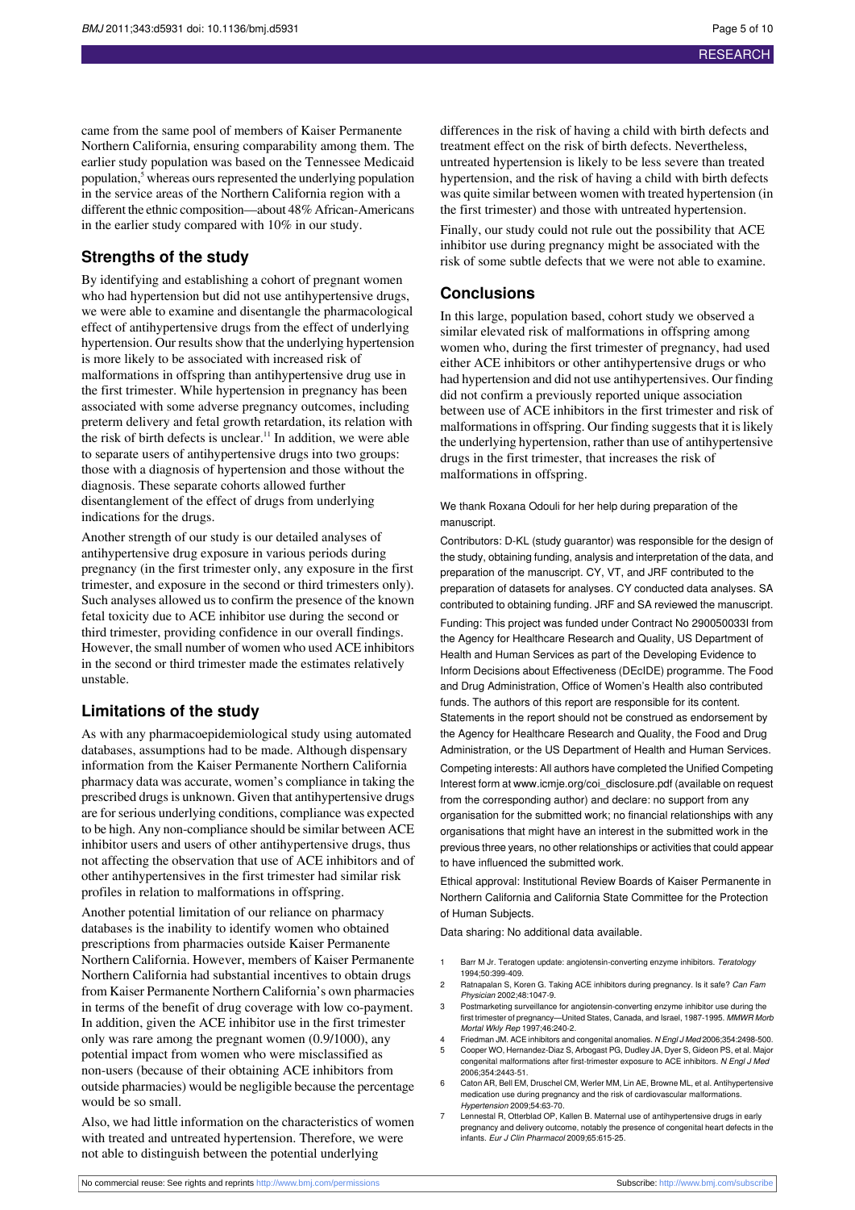came from the same pool of members of Kaiser Permanente Northern California, ensuring comparability among them. The earlier study population was based on the Tennessee Medicaid population,[5] whereas ours represented the underlying population in the service areas of the Northern California region with a different the ethnic composition—about 48% African-Americans in the earlier study compared with 10% in our study.

## Strengths of the study

By identifying and establishing a cohort of pregnant women who had hypertension but did not use antihypertensive drugs, we were able to examine and disentangle the pharmacological effect of antihypertensive drugs from the effect of underlying hypertension. Our results show that the underlying hypertension is more likely to be associated with increased risk of malformations in offspring than antihypertensive drug use in the first trimester. While hypertension in pregnancy has been associated with some adverse pregnancy outcomes, including preterm delivery and fetal growth retardation, its relation with the risk of birth defects is unclear.[11] In addition, we were able to separate users of antihypertensive drugs into two groups: those with a diagnosis of hypertension and those without the diagnosis. These separate cohorts allowed further disentanglement of the effect of drugs from underlying indications for the drugs.

Another strength of our study is our detailed analyses of antihypertensive drug exposure in various periods during pregnancy (in the first trimester only, any exposure in the first trimester, and exposure in the second or third trimesters only). Such analyses allowed us to confirm the presence of the known fetal toxicity due to ACE inhibitor use during the second or third trimester, providing confidence in our overall findings. However, the small number of women who used ACE inhibitors in the second or third trimester made the estimates relatively unstable.

## Limitations of the study

As with any pharmacoepidemiological study using automated databases, assumptions had to be made. Although dispensary information from the Kaiser Permanente Northern California pharmacy data was accurate, women's compliance in taking the prescribed drugs is unknown. Given that antihypertensive drugs are for serious underlying conditions, compliance was expected to be high. Any non-compliance should be similar between ACE inhibitor users and users of other antihypertensive drugs, thus not affecting the observation that use of ACE inhibitors and of other antihypertensives in the first trimester had similar risk profiles in relation to malformations in offspring.

Another potential limitation of our reliance on pharmacy databases is the inability to identify women who obtained prescriptions from pharmacies outside Kaiser Permanente Northern California. However, members of Kaiser Permanente Northern California had substantial incentives to obtain drugs from Kaiser Permanente Northern California's own pharmacies in terms of the benefit of drug coverage with low co-payment. In addition, given the ACE inhibitor use in the first trimester only was rare among the pregnant women (0.9/1000), any potential impact from women who were misclassified as non-users (because of their obtaining ACE inhibitors from outside pharmacies) would be negligible because the percentage would be so small.

Also, we had little information on the characteristics of women with treated and untreated hypertension. Therefore, we were not able to distinguish between the potential underlying differences in the risk of having a child with birth defects and treatment effect on the risk of birth defects. Nevertheless, untreated hypertension is likely to be less severe than treated hypertension, and the risk of having a child with birth defects was quite similar between women with treated hypertension (in the first trimester) and those with untreated hypertension.

Finally, our study could not rule out the possibility that ACE inhibitor use during pregnancy might be associated with the risk of some subtle defects that we were not able to examine.

## Conclusions

In this large, population based, cohort study we observed a similar elevated risk of malformations in offspring among women who, during the first trimester of pregnancy, had used either ACE inhibitors or other antihypertensive drugs or who had hypertension and did not use antihypertensives. Our finding did not confirm a previously reported unique association between use of ACE inhibitors in the first trimester and risk of malformations in offspring. Our finding suggests that it is likely the underlying hypertension, rather than use of antihypertensive drugs in the first trimester, that increases the risk of malformations in offspring.

We thank Roxana Odouli for her help during preparation of the manuscript.

Contributors: D-KL (study guarantor) was responsible for the design of the study, obtaining funding, analysis and interpretation of the data, and preparation of the manuscript. CY, VT, and JRF contributed to the preparation of datasets for analyses. CY conducted data analyses. SA contributed to obtaining funding. JRF and SA reviewed the manuscript.

Funding: This project was funded under Contract No 290050033I from the Agency for Healthcare Research and Quality, US Department of Health and Human Services as part of the Developing Evidence to Inform Decisions about Effectiveness (DEcIDE) programme. The Food and Drug Administration, Office of Women's Health also contributed funds. The authors of this report are responsible for its content. Statements in the report should not be construed as endorsement by the Agency for Healthcare Research and Quality, the Food and Drug Administration, or the US Department of Health and Human Services.

Competing interests: All authors have completed the Unified Competing Interest form at www.icmje.org/coi_disclosure.pdf (available on request from the corresponding author) and declare: no support from any organisation for the submitted work; no financial relationships with any organisations that might have an interest in the submitted work in the previous three years, no other relationships or activities that could appear to have influenced the submitted work.

Ethical approval: Institutional Review Boards of Kaiser Permanente in Northern California and California State Committee for the Protection of Human Subjects.

Data sharing: No additional data available.

1. Barr M Jr. Teratogen update: angiotensin-converting enzyme inhibitors. *Teratology* 1994;50:399-409.
2. Ratnapalan S, Koren G. Taking ACE inhibitors during pregnancy. Is it safe? *Can Fam Physician* 2002;48:1047-9.
3. Postmarketing surveillance for angiotensin-converting enzyme inhibitor use during the first trimester of pregnancy—United States, Canada, and Israel, 1987-1995. *MMWR Morb Mortal Wkly Rep* 1997;46:240-2.
4. Friedman JM. ACE inhibitors and congenital anomalies. *N Engl J Med* 2006;354:2498-500.
5. Cooper WO, Hernandez-Diaz S, Arbogast PG, Dudley JA, Dyer S, Gideon PS, et al. Major congenital malformations after first-trimester exposure to ACE inhibitors. *N Engl J Med* 2006;354:2443-51.
6. Caton AR, Bell EM, Druschel CM, Werler MM, Lin AE, Browne ML, et al. Antihypertensive medication use during pregnancy and the risk of cardiovascular malformations. *Hypertension* 2009;54:63-70.
7. Lennestal R, Otterblad OP, Kallen B. Maternal use of antihypertensive drugs in early pregnancy and delivery outcome, notably the presence of congenital heart defects in the infants. *Eur J Clin Pharmacol* 2009;65:615-25.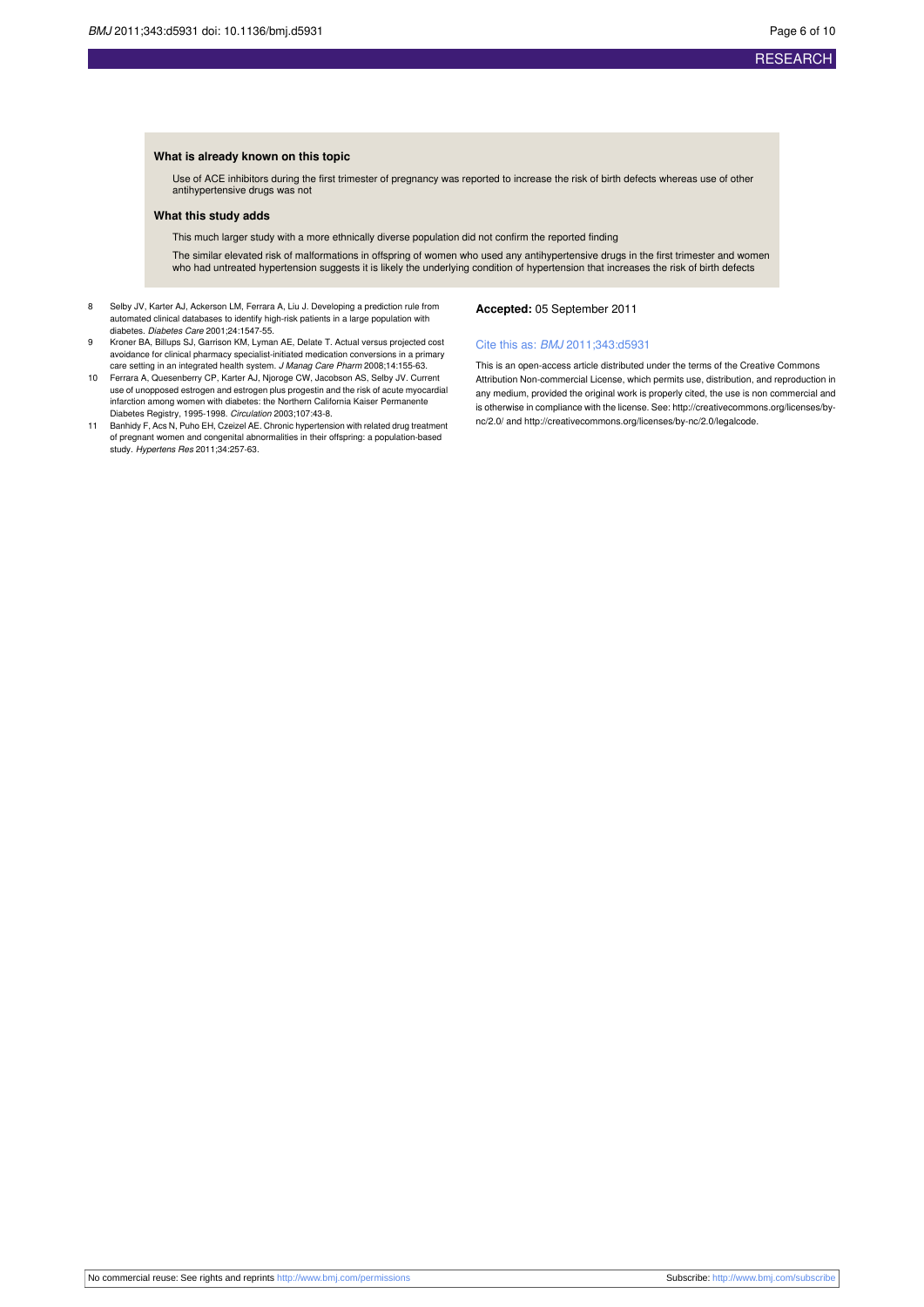### What is already known on this topic

Use of ACE inhibitors during the first trimester of pregnancy was reported to increase the risk of birth defects whereas use of other antihypertensive drugs was not

### What this study adds

This much larger study with a more ethnically diverse population did not confirm the reported finding

The similar elevated risk of malformations in offspring of women who used any antihypertensive drugs in the first trimester and women who had untreated hypertension suggests it is likely the underlying condition of hypertension that increases the risk of birth defects

8. Selby JV, Karter AJ, Ackerson LM, Ferrara A, Liu J. Developing a prediction rule from automated clinical databases to identify high-risk patients in a large population with diabetes. *Diabetes Care* 2001;24:1547-55.
9. Kroner BA, Billups SJ, Garrison KM, Lyman AE, Delate T. Actual versus projected cost avoidance for clinical pharmacy specialist-initiated medication conversions in a primary care setting in an integrated health system. *J Manag Care Pharm* 2008;14:155-63.
10. Ferrara A, Quesenberry CP, Karter AJ, Njoroge CW, Jacobson AS, Selby JV. Current use of unopposed estrogen and estrogen plus progestin and the risk of acute myocardial infarction among women with diabetes: the Northern California Kaiser Permanente Diabetes Registry, 1995-1998. *Circulation* 2003;107:43-8.
11. Banhidy F, Acs N, Puho EH, Czeizel AE. Chronic hypertension with related drug treatment of pregnant women and congenital abnormalities in their offspring: a population-based study. *Hypertens Res* 2011;34:257-63.

**Accepted:** 05 September 2011

Cite this as: *BMJ* 2011;343:d5931

This is an open-access article distributed under the terms of the Creative Commons Attribution Non-commercial License, which permits use, distribution, and reproduction in any medium, provided the original work is properly cited, the use is non commercial and is otherwise in compliance with the license. See: http://creativecommons.org/licenses/by-nc/2.0/ and http://creativecommons.org/licenses/by-nc/2.0/legalcode.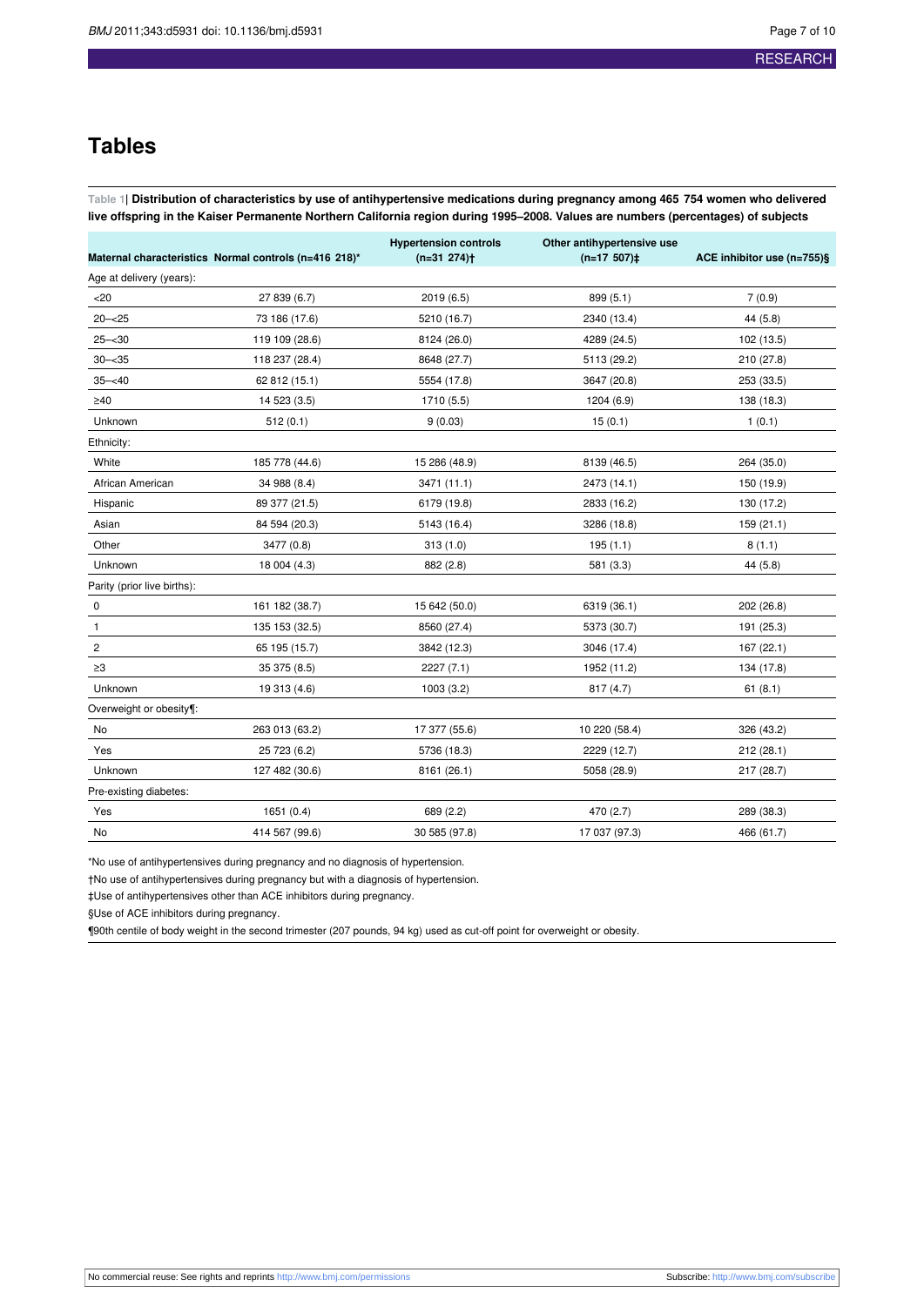# Tables

**Table 1| Distribution of characteristics by use of antihypertensive medications during pregnancy among 465 754 women who delivered live offspring in the Kaiser Permanente Northern California region during 1995–2008. Values are numbers (percentages) of subjects**

| Maternal characteristics | Normal controls (n=416 218)* | Hypertension controls (n=31 274)† | Other antihypertensive use (n=17 507)‡ | ACE inhibitor use (n=755)§ |
|---|---|---|---|---|
| Age at delivery (years): | | | | |
| <20 | 27 839 (6.7) | 2019 (6.5) | 899 (5.1) | 7 (0.9) |
| 20–<25 | 73 186 (17.6) | 5210 (16.7) | 2340 (13.4) | 44 (5.8) |
| 25–<30 | 119 109 (28.6) | 8124 (26.0) | 4289 (24.5) | 102 (13.5) |
| 30–<35 | 118 237 (28.4) | 8648 (27.7) | 5113 (29.2) | 210 (27.8) |
| 35–<40 | 62 812 (15.1) | 5554 (17.8) | 3647 (20.8) | 253 (33.5) |
| ≥40 | 14 523 (3.5) | 1710 (5.5) | 1204 (6.9) | 138 (18.3) |
| Unknown | 512 (0.1) | 9 (0.03) | 15 (0.1) | 1 (0.1) |
| Ethnicity: | | | | |
| White | 185 778 (44.6) | 15 286 (48.9) | 8139 (46.5) | 264 (35.0) |
| African American | 34 988 (8.4) | 3471 (11.1) | 2473 (14.1) | 150 (19.9) |
| Hispanic | 89 377 (21.5) | 6179 (19.8) | 2833 (16.2) | 130 (17.2) |
| Asian | 84 594 (20.3) | 5143 (16.4) | 3286 (18.8) | 159 (21.1) |
| Other | 3477 (0.8) | 313 (1.0) | 195 (1.1) | 8 (1.1) |
| Unknown | 18 004 (4.3) | 882 (2.8) | 581 (3.3) | 44 (5.8) |
| Parity (prior live births): | | | | |
| 0 | 161 182 (38.7) | 15 642 (50.0) | 6319 (36.1) | 202 (26.8) |
| 1 | 135 153 (32.5) | 8560 (27.4) | 5373 (30.7) | 191 (25.3) |
| 2 | 65 195 (15.7) | 3842 (12.3) | 3046 (17.4) | 167 (22.1) |
| ≥3 | 35 375 (8.5) | 2227 (7.1) | 1952 (11.2) | 134 (17.8) |
| Unknown | 19 313 (4.6) | 1003 (3.2) | 817 (4.7) | 61 (8.1) |
| Overweight or obesity¶: | | | | |
| No | 263 013 (63.2) | 17 377 (55.6) | 10 220 (58.4) | 326 (43.2) |
| Yes | 25 723 (6.2) | 5736 (18.3) | 2229 (12.7) | 212 (28.1) |
| Unknown | 127 482 (30.6) | 8161 (26.1) | 5058 (28.9) | 217 (28.7) |
| Pre-existing diabetes: | | | | |
| Yes | 1651 (0.4) | 689 (2.2) | 470 (2.7) | 289 (38.3) |
| No | 414 567 (99.6) | 30 585 (97.8) | 17 037 (97.3) | 466 (61.7) |

*No use of antihypertensives during pregnancy and no diagnosis of hypertension.

†No use of antihypertensives during pregnancy but with a diagnosis of hypertension.

‡Use of antihypertensives other than ACE inhibitors during pregnancy.

§Use of ACE inhibitors during pregnancy.

¶90th centile of body weight in the second trimester (207 pounds, 94 kg) used as cut-off point for overweight or obesity.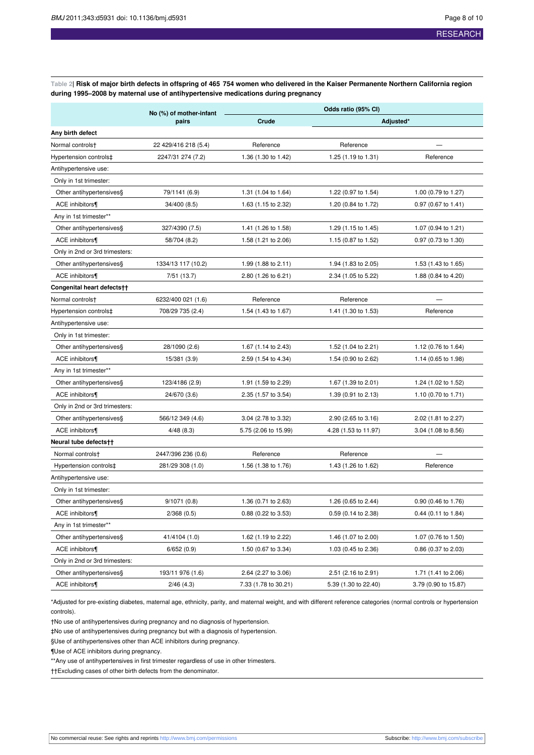**Table 2| Risk of major birth defects in offspring of 465 754 women who delivered in the Kaiser Permanente Northern California region during 1995–2008 by maternal use of antihypertensive medications during pregnancy**

| | No (%) of mother-infant pairs | Odds ratio (95% CI) | | |
|---|---|---|---|---|
| | | Crude | Adjusted* | |
| **Any birth defect** | | | | |
| Normal controls† | 22 429/416 218 (5.4) | Reference | Reference | — |
| Hypertension controls‡ | 2247/31 274 (7.2) | 1.36 (1.30 to 1.42) | 1.25 (1.19 to 1.31) | Reference |
| Antihypertensive use: | | | | |
| Only in 1st trimester: | | | | |
| Other antihypertensives§ | 79/1141 (6.9) | 1.31 (1.04 to 1.64) | 1.22 (0.97 to 1.54) | 1.00 (0.79 to 1.27) |
| ACE inhibitors¶ | 34/400 (8.5) | 1.63 (1.15 to 2.32) | 1.20 (0.84 to 1.72) | 0.97 (0.67 to 1.41) |
| Any in 1st trimester** | | | | |
| Other antihypertensives§ | 327/4390 (7.5) | 1.41 (1.26 to 1.58) | 1.29 (1.15 to 1.45) | 1.07 (0.94 to 1.21) |
| ACE inhibitors¶ | 58/704 (8.2) | 1.58 (1.21 to 2.06) | 1.15 (0.87 to 1.52) | 0.97 (0.73 to 1.30) |
| Only in 2nd or 3rd trimesters: | | | | |
| Other antihypertensives§ | 1334/13 117 (10.2) | 1.99 (1.88 to 2.11) | 1.94 (1.83 to 2.05) | 1.53 (1.43 to 1.65) |
| ACE inhibitors¶ | 7/51 (13.7) | 2.80 (1.26 to 6.21) | 2.34 (1.05 to 5.22) | 1.88 (0.84 to 4.20) |
| **Congenital heart defects††** | | | | |
| Normal controls† | 6232/400 021 (1.6) | Reference | Reference | — |
| Hypertension controls‡ | 708/29 735 (2.4) | 1.54 (1.43 to 1.67) | 1.41 (1.30 to 1.53) | Reference |
| Antihypertensive use: | | | | |
| Only in 1st trimester: | | | | |
| Other antihypertensives§ | 28/1090 (2.6) | 1.67 (1.14 to 2.43) | 1.52 (1.04 to 2.21) | 1.12 (0.76 to 1.64) |
| ACE inhibitors¶ | 15/381 (3.9) | 2.59 (1.54 to 4.34) | 1.54 (0.90 to 2.62) | 1.14 (0.65 to 1.98) |
| Any in 1st trimester** | | | | |
| Other antihypertensives§ | 123/4186 (2.9) | 1.91 (1.59 to 2.29) | 1.67 (1.39 to 2.01) | 1.24 (1.02 to 1.52) |
| ACE inhibitors¶ | 24/670 (3.6) | 2.35 (1.57 to 3.54) | 1.39 (0.91 to 2.13) | 1.10 (0.70 to 1.71) |
| Only in 2nd or 3rd trimesters: | | | | |
| Other antihypertensives§ | 566/12 349 (4.6) | 3.04 (2.78 to 3.32) | 2.90 (2.65 to 3.16) | 2.02 (1.81 to 2.27) |
| ACE inhibitors¶ | 4/48 (8.3) | 5.75 (2.06 to 15.99) | 4.28 (1.53 to 11.97) | 3.04 (1.08 to 8.56) |
| **Neural tube defects††** | | | | |
| Normal controls† | 2447/396 236 (0.6) | Reference | Reference | — |
| Hypertension controls‡ | 281/29 308 (1.0) | 1.56 (1.38 to 1.76) | 1.43 (1.26 to 1.62) | Reference |
| Antihypertensive use: | | | | |
| Only in 1st trimester: | | | | |
| Other antihypertensives§ | 9/1071 (0.8) | 1.36 (0.71 to 2.63) | 1.26 (0.65 to 2.44) | 0.90 (0.46 to 1.76) |
| ACE inhibitors¶ | 2/368 (0.5) | 0.88 (0.22 to 3.53) | 0.59 (0.14 to 2.38) | 0.44 (0.11 to 1.84) |
| Any in 1st trimester** | | | | |
| Other antihypertensives§ | 41/4104 (1.0) | 1.62 (1.19 to 2.22) | 1.46 (1.07 to 2.00) | 1.07 (0.76 to 1.50) |
| ACE inhibitors¶ | 6/652 (0.9) | 1.50 (0.67 to 3.34) | 1.03 (0.45 to 2.36) | 0.86 (0.37 to 2.03) |
| Only in 2nd or 3rd trimesters: | | | | |
| Other antihypertensives§ | 193/11 976 (1.6) | 2.64 (2.27 to 3.06) | 2.51 (2.16 to 2.91) | 1.71 (1.41 to 2.06) |
| ACE inhibitors¶ | 2/46 (4.3) | 7.33 (1.78 to 30.21) | 5.39 (1.30 to 22.40) | 3.79 (0.90 to 15.87) |

*Adjusted for pre-existing diabetes, maternal age, ethnicity, parity, and maternal weight, and with different reference categories (normal controls or hypertension controls).

†No use of antihypertensives during pregnancy and no diagnosis of hypertension.

‡No use of antihypertensives during pregnancy but with a diagnosis of hypertension.

§Use of antihypertensives other than ACE inhibitors during pregnancy.

¶Use of ACE inhibitors during pregnancy.

**Any use of antihypertensives in first trimester regardless of use in other trimesters.

††Excluding cases of other birth defects from the denominator.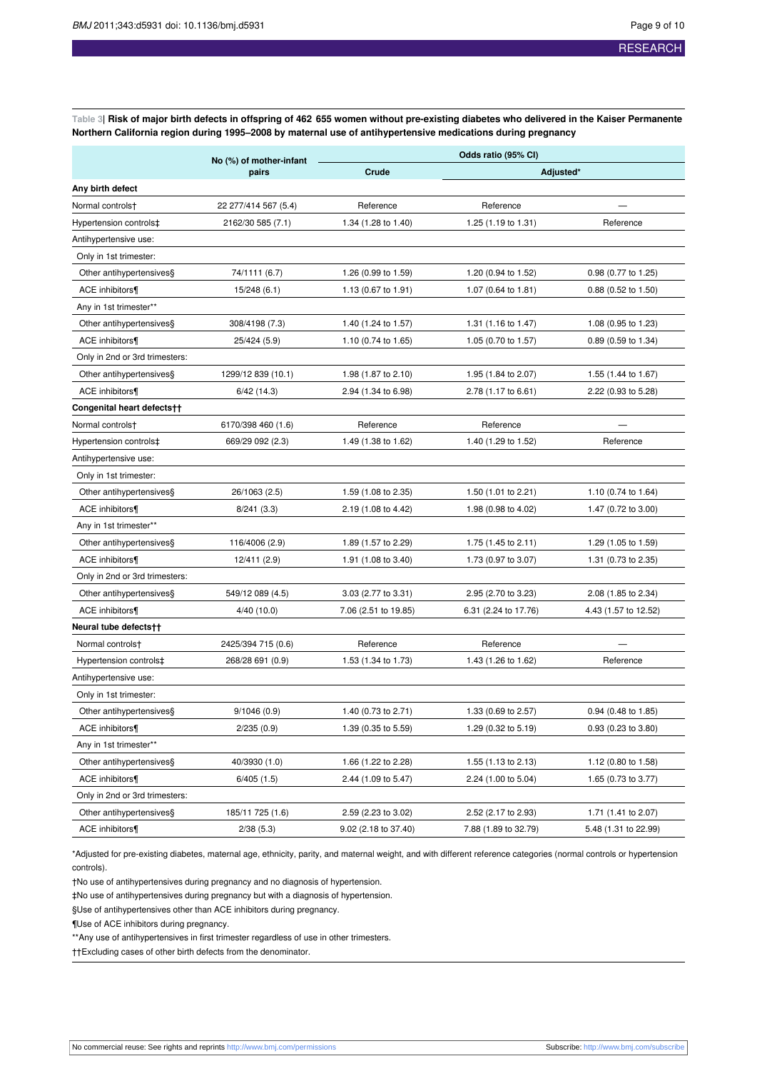**Table 3| Risk of major birth defects in offspring of 462 655 women without pre-existing diabetes who delivered in the Kaiser Permanente Northern California region during 1995–2008 by maternal use of antihypertensive medications during pregnancy**

| | No (%) of mother-infant pairs | Odds ratio (95% CI) | | |
|---|---|---|---|---|
| | | Crude | Adjusted* | |
| **Any birth defect** | | | | |
| Normal controls† | 22 277/414 567 (5.4) | Reference | Reference | — |
| Hypertension controls‡ | 2162/30 585 (7.1) | 1.34 (1.28 to 1.40) | 1.25 (1.19 to 1.31) | Reference |
| Antihypertensive use: | | | | |
| Only in 1st trimester: | | | | |
| Other antihypertensives§ | 74/1111 (6.7) | 1.26 (0.99 to 1.59) | 1.20 (0.94 to 1.52) | 0.98 (0.77 to 1.25) |
| ACE inhibitors¶ | 15/248 (6.1) | 1.13 (0.67 to 1.91) | 1.07 (0.64 to 1.81) | 0.88 (0.52 to 1.50) |
| Any in 1st trimester** | | | | |
| Other antihypertensives§ | 308/4198 (7.3) | 1.40 (1.24 to 1.57) | 1.31 (1.16 to 1.47) | 1.08 (0.95 to 1.23) |
| ACE inhibitors¶ | 25/424 (5.9) | 1.10 (0.74 to 1.65) | 1.05 (0.70 to 1.57) | 0.89 (0.59 to 1.34) |
| Only in 2nd or 3rd trimesters: | | | | |
| Other antihypertensives§ | 1299/12 839 (10.1) | 1.98 (1.87 to 2.10) | 1.95 (1.84 to 2.07) | 1.55 (1.44 to 1.67) |
| ACE inhibitors¶ | 6/42 (14.3) | 2.94 (1.34 to 6.98) | 2.78 (1.17 to 6.61) | 2.22 (0.93 to 5.28) |
| **Congenital heart defects††** | | | | |
| Normal controls† | 6170/398 460 (1.6) | Reference | Reference | — |
| Hypertension controls‡ | 669/29 092 (2.3) | 1.49 (1.38 to 1.62) | 1.40 (1.29 to 1.52) | Reference |
| Antihypertensive use: | | | | |
| Only in 1st trimester: | | | | |
| Other antihypertensives§ | 26/1063 (2.5) | 1.59 (1.08 to 2.35) | 1.50 (1.01 to 2.21) | 1.10 (0.74 to 1.64) |
| ACE inhibitors¶ | 8/241 (3.3) | 2.19 (1.08 to 4.42) | 1.98 (0.98 to 4.02) | 1.47 (0.72 to 3.00) |
| Any in 1st trimester** | | | | |
| Other antihypertensives§ | 116/4006 (2.9) | 1.89 (1.57 to 2.29) | 1.75 (1.45 to 2.11) | 1.29 (1.05 to 1.59) |
| ACE inhibitors¶ | 12/411 (2.9) | 1.91 (1.08 to 3.40) | 1.73 (0.97 to 3.07) | 1.31 (0.73 to 2.35) |
| Only in 2nd or 3rd trimesters: | | | | |
| Other antihypertensives§ | 549/12 089 (4.5) | 3.03 (2.77 to 3.31) | 2.95 (2.70 to 3.23) | 2.08 (1.85 to 2.34) |
| ACE inhibitors¶ | 4/40 (10.0) | 7.06 (2.51 to 19.85) | 6.31 (2.24 to 17.76) | 4.43 (1.57 to 12.52) |
| **Neural tube defects††** | | | | |
| Normal controls† | 2425/394 715 (0.6) | Reference | Reference | — |
| Hypertension controls‡ | 268/28 691 (0.9) | 1.53 (1.34 to 1.73) | 1.43 (1.26 to 1.62) | Reference |
| Antihypertensive use: | | | | |
| Only in 1st trimester: | | | | |
| Other antihypertensives§ | 9/1046 (0.9) | 1.40 (0.73 to 2.71) | 1.33 (0.69 to 2.57) | 0.94 (0.48 to 1.85) |
| ACE inhibitors¶ | 2/235 (0.9) | 1.39 (0.35 to 5.59) | 1.29 (0.32 to 5.19) | 0.93 (0.23 to 3.80) |
| Any in 1st trimester** | | | | |
| Other antihypertensives§ | 40/3930 (1.0) | 1.66 (1.22 to 2.28) | 1.55 (1.13 to 2.13) | 1.12 (0.80 to 1.58) |
| ACE inhibitors¶ | 6/405 (1.5) | 2.44 (1.09 to 5.47) | 2.24 (1.00 to 5.04) | 1.65 (0.73 to 3.77) |
| Only in 2nd or 3rd trimesters: | | | | |
| Other antihypertensives§ | 185/11 725 (1.6) | 2.59 (2.23 to 3.02) | 2.52 (2.17 to 2.93) | 1.71 (1.41 to 2.07) |
| ACE inhibitors¶ | 2/38 (5.3) | 9.02 (2.18 to 37.40) | 7.88 (1.89 to 32.79) | 5.48 (1.31 to 22.99) |

*Adjusted for pre-existing diabetes, maternal age, ethnicity, parity, and maternal weight, and with different reference categories (normal controls or hypertension controls).

†No use of antihypertensives during pregnancy and no diagnosis of hypertension.

‡No use of antihypertensives during pregnancy but with a diagnosis of hypertension.

§Use of antihypertensives other than ACE inhibitors during pregnancy.

¶Use of ACE inhibitors during pregnancy.

**Any use of antihypertensives in first trimester regardless of use in other trimesters.

††Excluding cases of other birth defects from the denominator.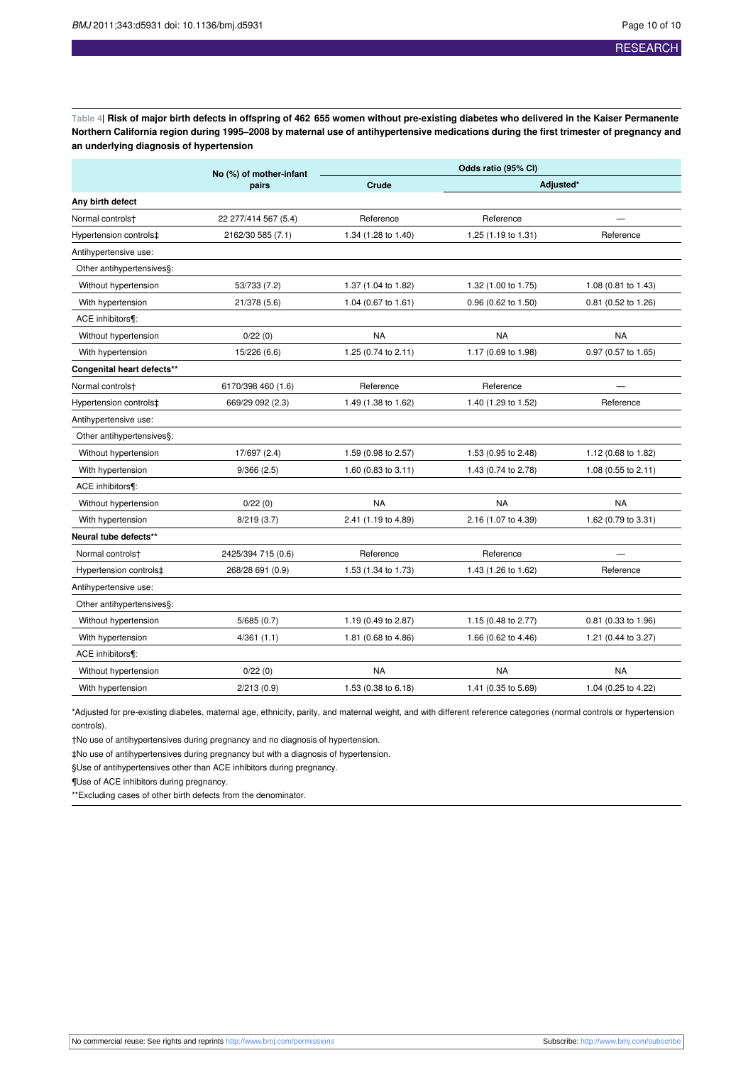**Table 4| Risk of major birth defects in offspring of 462 655 women without pre-existing diabetes who delivered in the Kaiser Permanente Northern California region during 1995–2008 by maternal use of antihypertensive medications during the first trimester of pregnancy and an underlying diagnosis of hypertension**

| | No (%) of mother-infant pairs | Odds ratio (95% CI) | | |
|---|---|---|---|---|
| | | Crude | Adjusted* | |
| **Any birth defect** | | | | |
| Normal controls† | 22 277/414 567 (5.4) | Reference | Reference | — |
| Hypertension controls‡ | 2162/30 585 (7.1) | 1.34 (1.28 to 1.40) | 1.25 (1.19 to 1.31) | Reference |
| Antihypertensive use: | | | | |
| Other antihypertensives§: | | | | |
| Without hypertension | 53/733 (7.2) | 1.37 (1.04 to 1.82) | 1.32 (1.00 to 1.75) | 1.08 (0.81 to 1.43) |
| With hypertension | 21/378 (5.6) | 1.04 (0.67 to 1.61) | 0.96 (0.62 to 1.50) | 0.81 (0.52 to 1.26) |
| ACE inhibitors¶: | | | | |
| Without hypertension | 0/22 (0) | NA | NA | NA |
| With hypertension | 15/226 (6.6) | 1.25 (0.74 to 2.11) | 1.17 (0.69 to 1.98) | 0.97 (0.57 to 1.65) |
| **Congenital heart defects**** | | | | |
| Normal controls† | 6170/398 460 (1.6) | Reference | Reference | — |
| Hypertension controls‡ | 669/29 092 (2.3) | 1.49 (1.38 to 1.62) | 1.40 (1.29 to 1.52) | Reference |
| Antihypertensive use: | | | | |
| Other antihypertensives§: | | | | |
| Without hypertension | 17/697 (2.4) | 1.59 (0.98 to 2.57) | 1.53 (0.95 to 2.48) | 1.12 (0.68 to 1.82) |
| With hypertension | 9/366 (2.5) | 1.60 (0.83 to 3.11) | 1.43 (0.74 to 2.78) | 1.08 (0.55 to 2.11) |
| ACE inhibitors¶: | | | | |
| Without hypertension | 0/22 (0) | NA | NA | NA |
| With hypertension | 8/219 (3.7) | 2.41 (1.19 to 4.89) | 2.16 (1.07 to 4.39) | 1.62 (0.79 to 3.31) |
| **Neural tube defects**** | | | | |
| Normal controls† | 2425/394 715 (0.6) | Reference | Reference | — |
| Hypertension controls‡ | 268/28 691 (0.9) | 1.53 (1.34 to 1.73) | 1.43 (1.26 to 1.62) | Reference |
| Antihypertensive use: | | | | |
| Other antihypertensives§: | | | | |
| Without hypertension | 5/685 (0.7) | 1.19 (0.49 to 2.87) | 1.15 (0.48 to 2.77) | 0.81 (0.33 to 1.96) |
| With hypertension | 4/361 (1.1) | 1.81 (0.68 to 4.86) | 1.66 (0.62 to 4.46) | 1.21 (0.44 to 3.27) |
| ACE inhibitors¶: | | | | |
| Without hypertension | 0/22 (0) | NA | NA | NA |
| With hypertension | 2/213 (0.9) | 1.53 (0.38 to 6.18) | 1.41 (0.35 to 5.69) | 1.04 (0.25 to 4.22) |

*Adjusted for pre-existing diabetes, maternal age, ethnicity, parity, and maternal weight, and with different reference categories (normal controls or hypertension controls).

†No use of antihypertensives during pregnancy and no diagnosis of hypertension.

‡No use of antihypertensives during pregnancy but with a diagnosis of hypertension.

§Use of antihypertensives other than ACE inhibitors during pregnancy.

¶Use of ACE inhibitors during pregnancy.

**Excluding cases of other birth defects from the denominator.